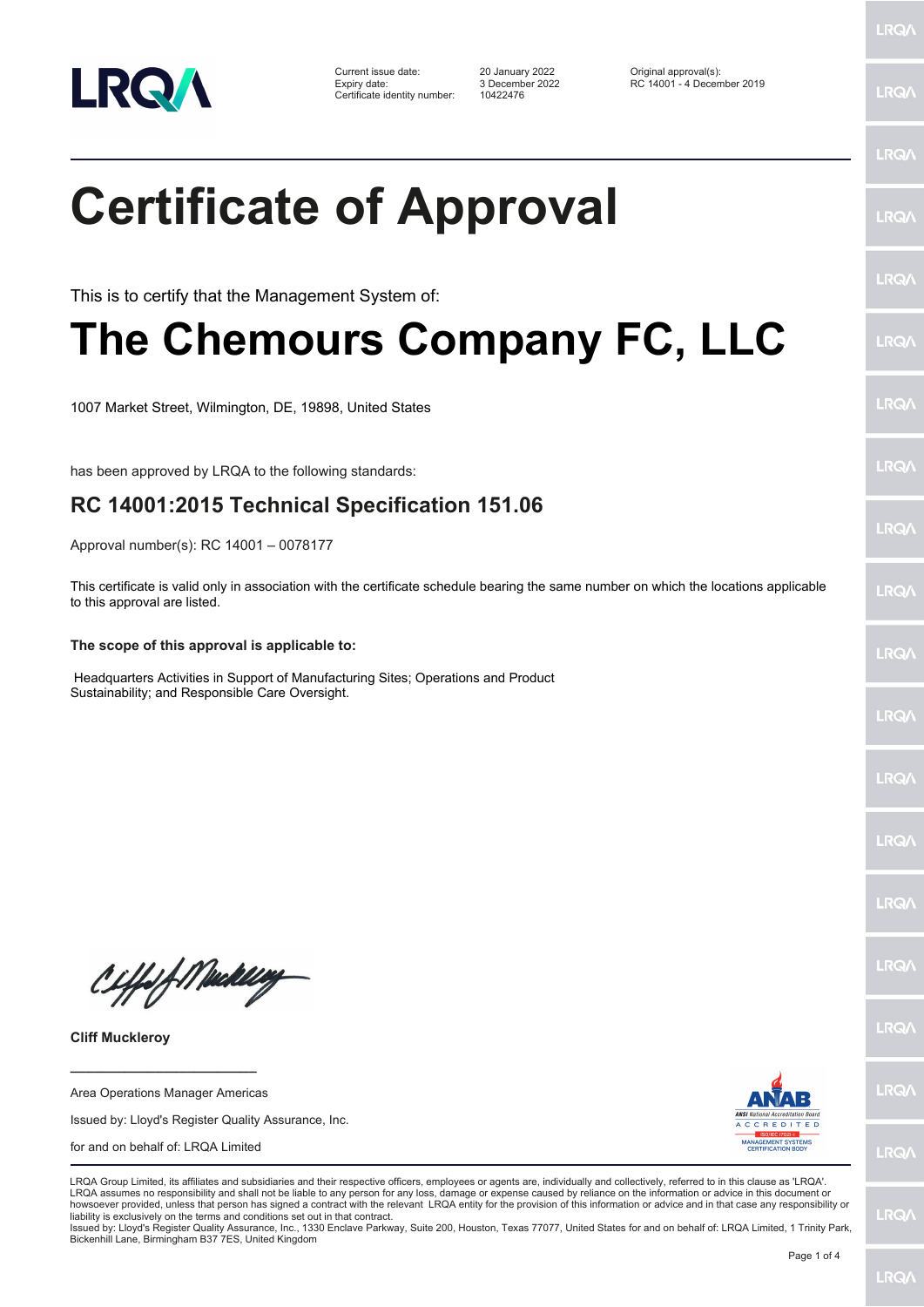| | | |
|---|---|---|
| Current issue date: | 20 January 2022 | Original approval(s): |
| Expiry date: | 3 December 2022 | RC 14001 - 4 December 2019 |
| Certificate identity number: | 10422476 | |

# Certificate of Approval

This is to certify that the Management System of:

# The Chemours Company FC, LLC

1007 Market Street, Wilmington, DE, 19898, United States

has been approved by LRQA to the following standards:

## RC 14001:2015 Technical Specification 151.06

Approval number(s): RC 14001 – 0078177

This certificate is valid only in association with the certificate schedule bearing the same number on which the locations applicable to this approval are listed.

**The scope of this approval is applicable to:**

Headquarters Activities in Support of Manufacturing Sites; Operations and Product Sustainability; and Responsible Care Oversight.

**Cliff Muckleroy**

Area Operations Manager Americas

Issued by: Lloyd's Register Quality Assurance, Inc.

for and on behalf of: LRQA Limited

LRQA Group Limited, its affiliates and subsidiaries and their respective officers, employees or agents are, individually and collectively, referred to in this clause as 'LRQA'. LRQA assumes no responsibility and shall not be liable to any person for any loss, damage or expense caused by reliance on the information or advice in this document or howsoever provided, unless that person has signed a contract with the relevant LRQA entity for the provision of this information or advice and in that case any responsibility or liability is exclusively on the terms and conditions set out in that contract.
Issued by: Lloyd's Register Quality Assurance, Inc., 1330 Enclave Parkway, Suite 200, Houston, Texas 77077, United States for and on behalf of: LRQA Limited, 1 Trinity Park, Bickenhill Lane, Birmingham B37 7ES, United Kingdom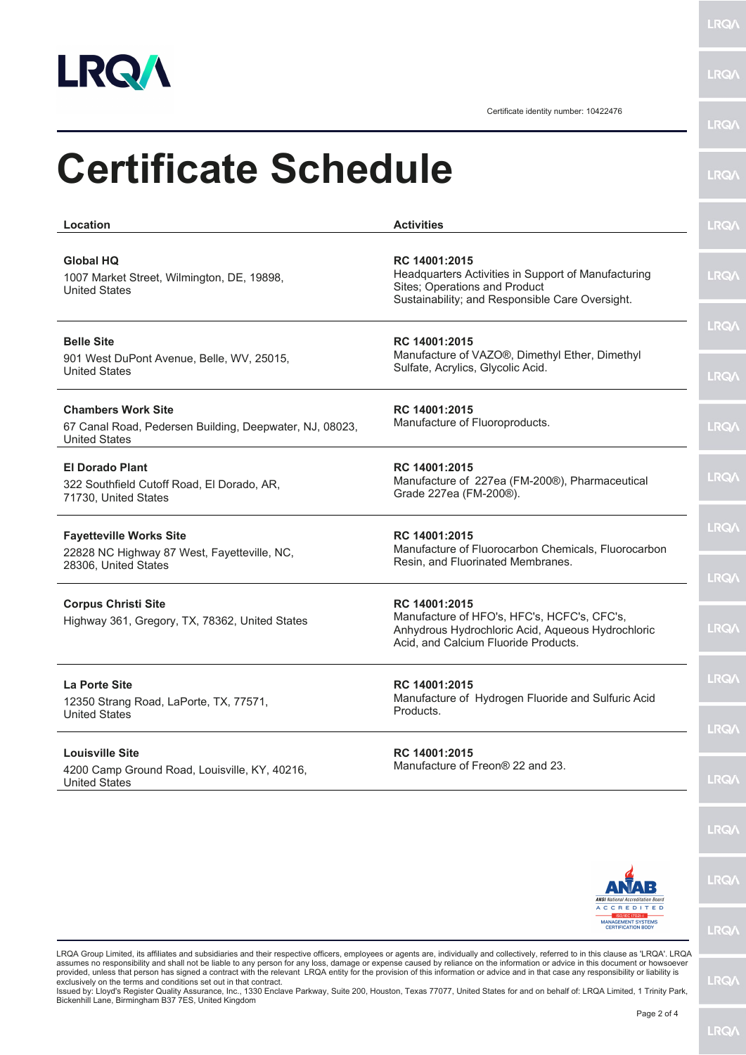Certificate identity number: 10422476

# Certificate Schedule

| Location | Activities |
| --- | --- |
| **Global HQ**<br>1007 Market Street, Wilmington, DE, 19898, United States | **RC 14001:2015**<br>Headquarters Activities in Support of Manufacturing Sites; Operations and Product Sustainability; and Responsible Care Oversight. |
| **Belle Site**<br>901 West DuPont Avenue, Belle, WV, 25015, United States | **RC 14001:2015**<br>Manufacture of VAZO®, Dimethyl Ether, Dimethyl Sulfate, Acrylics, Glycolic Acid. |
| **Chambers Work Site**<br>67 Canal Road, Pedersen Building, Deepwater, NJ, 08023, United States | **RC 14001:2015**<br>Manufacture of Fluoroproducts. |
| **El Dorado Plant**<br>322 Southfield Cutoff Road, El Dorado, AR, 71730, United States | **RC 14001:2015**<br>Manufacture of 227ea (FM-200®), Pharmaceutical Grade 227ea (FM-200®). |
| **Fayetteville Works Site**<br>22828 NC Highway 87 West, Fayetteville, NC, 28306, United States | **RC 14001:2015**<br>Manufacture of Fluorocarbon Chemicals, Fluorocarbon Resin, and Fluorinated Membranes. |
| **Corpus Christi Site**<br>Highway 361, Gregory, TX, 78362, United States | **RC 14001:2015**<br>Manufacture of HFO's, HFC's, HCFC's, CFC's, Anhydrous Hydrochloric Acid, Aqueous Hydrochloric Acid, and Calcium Fluoride Products. |
| **La Porte Site**<br>12350 Strang Road, LaPorte, TX, 77571, United States | **RC 14001:2015**<br>Manufacture of Hydrogen Fluoride and Sulfuric Acid Products. |
| **Louisville Site**<br>4200 Camp Ground Road, Louisville, KY, 40216, United States | **RC 14001:2015**<br>Manufacture of Freon® 22 and 23. |

LRQA Group Limited, its affiliates and subsidiaries and their respective officers, employees or agents are, individually and collectively, referred to in this clause as 'LRQA'. LRQA assumes no responsibility and shall not be liable to any person for any loss, damage or expense caused by reliance on the information or advice in this document or howsoever provided, unless that person has signed a contract with the relevant LRQA entity for the provision of this information or advice and in that case any responsibility or liability is exclusively on the terms and conditions set out in that contract.
Issued by: Lloyd's Register Quality Assurance, Inc., 1330 Enclave Parkway, Suite 200, Houston, Texas 77077, United States for and on behalf of: LRQA Limited, 1 Trinity Park, Bickenhill Lane, Birmingham B37 7ES, United Kingdom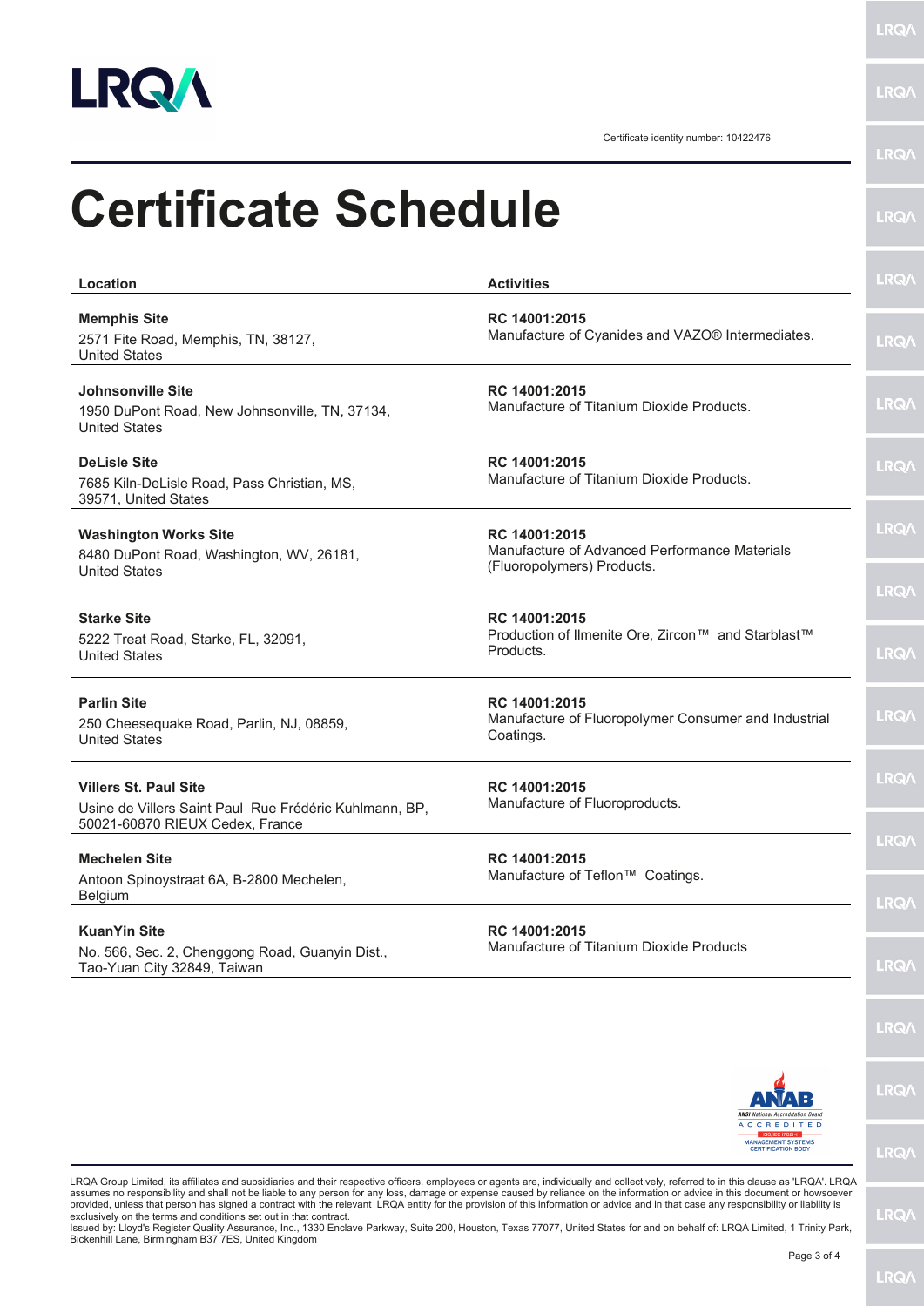Certificate identity number: 10422476

# Certificate Schedule

| Location | Activities |
| --- | --- |
| **Memphis Site**<br>2571 Fite Road, Memphis, TN, 38127, United States | **RC 14001:2015**<br>Manufacture of Cyanides and VAZO® Intermediates. |
| **Johnsonville Site**<br>1950 DuPont Road, New Johnsonville, TN, 37134, United States | **RC 14001:2015**<br>Manufacture of Titanium Dioxide Products. |
| **DeLisle Site**<br>7685 Kiln-DeLisle Road, Pass Christian, MS, 39571, United States | **RC 14001:2015**<br>Manufacture of Titanium Dioxide Products. |
| **Washington Works Site**<br>8480 DuPont Road, Washington, WV, 26181, United States | **RC 14001:2015**<br>Manufacture of Advanced Performance Materials (Fluoropolymers) Products. |
| **Starke Site**<br>5222 Treat Road, Starke, FL, 32091, United States | **RC 14001:2015**<br>Production of Ilmenite Ore, Zircon™ and Starblast™ Products. |
| **Parlin Site**<br>250 Cheesequake Road, Parlin, NJ, 08859, United States | **RC 14001:2015**<br>Manufacture of Fluoropolymer Consumer and Industrial Coatings. |
| **Villers St. Paul Site**<br>Usine de Villers Saint Paul Rue Frédéric Kuhlmann, BP, 50021-60870 RIEUX Cedex, France | **RC 14001:2015**<br>Manufacture of Fluoroproducts. |
| **Mechelen Site**<br>Antoon Spinoystraat 6A, B-2800 Mechelen, Belgium | **RC 14001:2015**<br>Manufacture of Teflon™ Coatings. |
| **KuanYin Site**<br>No. 566, Sec. 2, Chenggong Road, Guanyin Dist., Tao-Yuan City 32849, Taiwan | **RC 14001:2015**<br>Manufacture of Titanium Dioxide Products |

LRQA Group Limited, its affiliates and subsidiaries and their respective officers, employees or agents are, individually and collectively, referred to in this clause as 'LRQA'. LRQA assumes no responsibility and shall not be liable to any person for any loss, damage or expense caused by reliance on the information or advice in this document or howsoever provided, unless that person has signed a contract with the relevant LRQA entity for the provision of this information or advice and in that case any responsibility or liability is exclusively on the terms and conditions set out in that contract.
Issued by: Lloyd's Register Quality Assurance, Inc., 1330 Enclave Parkway, Suite 200, Houston, Texas 77077, United States for and on behalf of: LRQA Limited, 1 Trinity Park, Bickenhill Lane, Birmingham B37 7ES, United Kingdom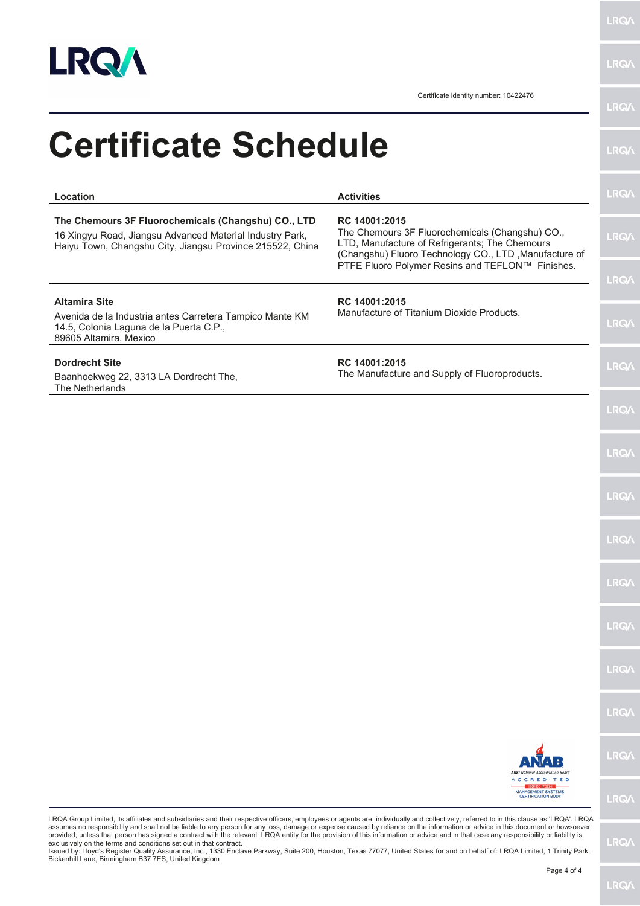Certificate identity number: 10422476

# Certificate Schedule

| Location | Activities |
|---|---|
| **The Chemours 3F Fluorochemicals (Changshu) CO., LTD**<br>16 Xingyu Road, Jiangsu Advanced Material Industry Park, Haiyu Town, Changshu City, Jiangsu Province 215522, China | **RC 14001:2015**<br>The Chemours 3F Fluorochemicals (Changshu) CO., LTD, Manufacture of Refrigerants; The Chemours (Changshu) Fluoro Technology CO., LTD ,Manufacture of PTFE Fluoro Polymer Resins and TEFLON™ Finishes. |
| **Altamira Site**<br>Avenida de la Industria antes Carretera Tampico Mante KM 14.5, Colonia Laguna de la Puerta C.P., 89605 Altamira, Mexico | **RC 14001:2015**<br>Manufacture of Titanium Dioxide Products. |
| **Dordrecht Site**<br>Baanhoekweg 22, 3313 LA Dordrecht The, The Netherlands | **RC 14001:2015**<br>The Manufacture and Supply of Fluoroproducts. |

ANAB ANSI National Accreditation Board ACCREDITED ISO/IEC 17021-1 MANAGEMENT SYSTEMS CERTIFICATION BODY

LRQA Group Limited, its affiliates and subsidiaries and their respective officers, employees or agents are, individually and collectively, referred to in this clause as 'LRQA'. LRQA assumes no responsibility and shall not be liable to any person for any loss, damage or expense caused by reliance on the information or advice in this document or howsoever provided, unless that person has signed a contract with the relevant LRQA entity for the provision of this information or advice and in that case any responsibility or liability is exclusively on the terms and conditions set out in that contract.
Issued by: Lloyd's Register Quality Assurance, Inc., 1330 Enclave Parkway, Suite 200, Houston, Texas 77077, United States for and on behalf of: LRQA Limited, 1 Trinity Park, Bickenhill Lane, Birmingham B37 7ES, United Kingdom